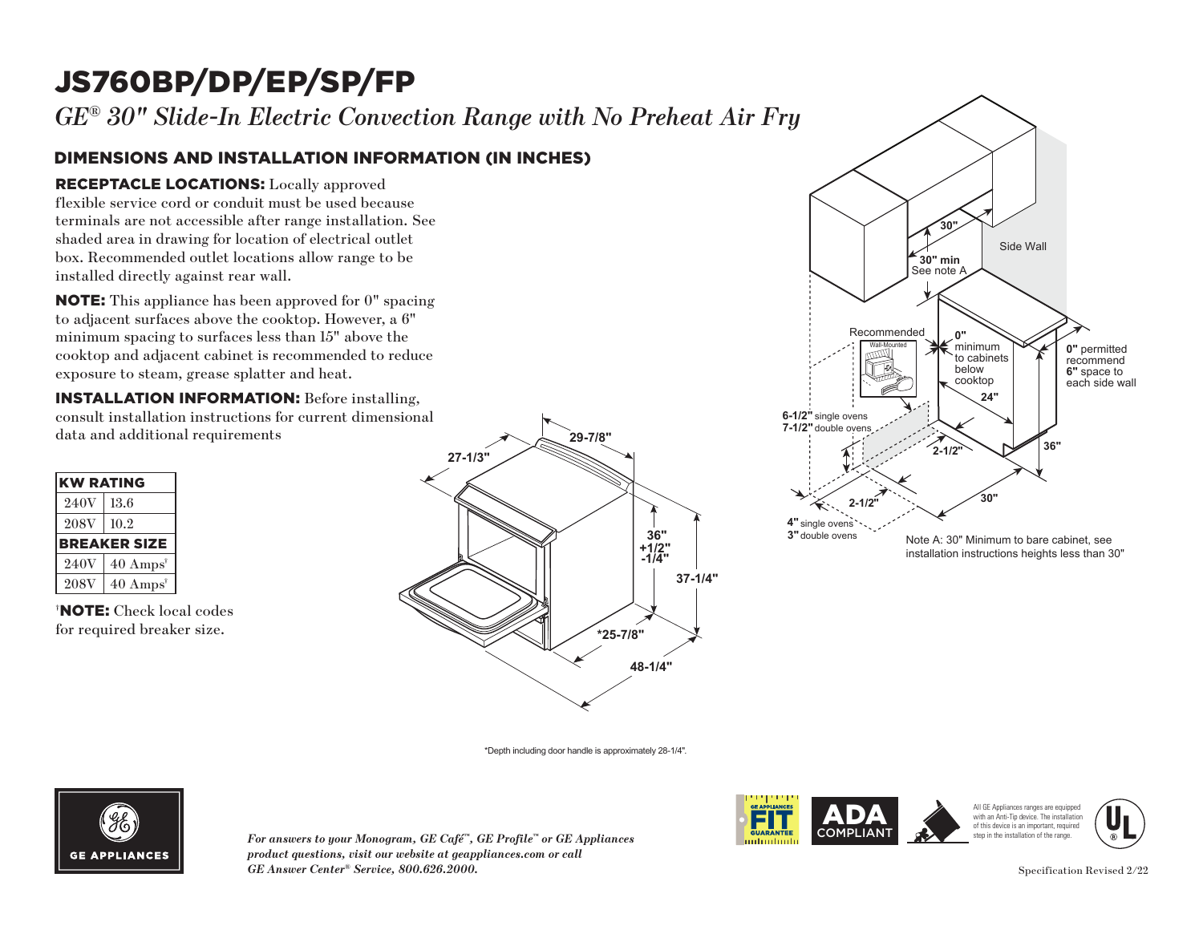# JS760BP/DP/EP/SP/FP

*GE® 30" Slide-In Electric Convection Range with No Preheat Air Fry*

## DIMENSIONS AND INSTALLATION INFORMATION (IN INCHES)

**RECEPTACLE LOCATIONS:** Locally approved flexible service cord or conduit must be used because terminals are not accessible after range installation. See shaded area in drawing for location of electrical outlet box. Recommended outlet locations allow range to be installed directly against rear wall.

**NOTE:** This appliance has been approved for 0" spacing to adjacent surfaces above the cooktop. However, a 6" minimum spacing to surfaces less than 15" above the cooktop and adjacent cabinet is recommended to reduce exposure to steam, grease splatter and heat.

**INSTALLATION INFORMATION:** Before installing, consult installation instructions for current dimensional data and additional requirements

| KW RATING | |
|---|---|
| 240V | 13.6 |
| 208V | 10.2 |
| **BREAKER SIZE** | |
| 240V | 40 Amps[†] |
| 208V | 40 Amps[†] |

[†]**NOTE:** Check local codes for required breaker size.

27-1/3"
29-7/8"
36" +1/2" -1/4"
37-1/4"
*25-7/8"
48-1/4"

30"
30" min
See note A
Side Wall
Recommended
Wall-Mounted
0" minimum to cabinets below cooktop
0" permitted recommend 6" space to each side wall
24"
6-1/2" single ovens
7-1/2" double ovens
2-1/2"
36"
2-1/2"
30"
4" single ovens
3" double ovens

Note A: 30" Minimum to bare cabinet, see installation instructions heights less than 30"

*Depth including door handle is approximately 28-1/4".

*For answers to your Monogram, GE Café™, GE Profile™ or GE Appliances product questions, visit our website at geappliances.com or call GE Answer Center® Service, 800.626.2000.*

All GE Appliances ranges are equipped with an Anti-Tip device. The installation of this device is an important, required step in the installation of the range.

Specification Revised 2/22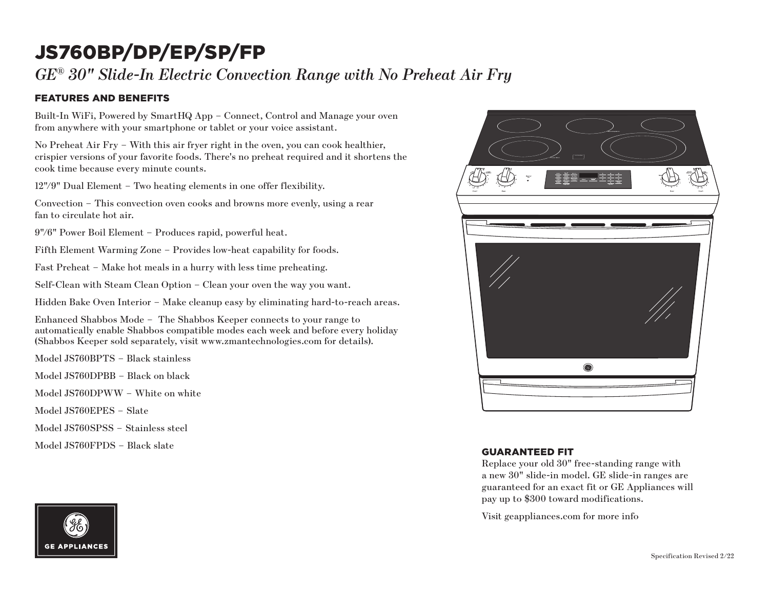# JS760BP/DP/EP/SP/FP

*GE® 30" Slide-In Electric Convection Range with No Preheat Air Fry*

## FEATURES AND BENEFITS

Built-In WiFi, Powered by SmartHQ App – Connect, Control and Manage your oven from anywhere with your smartphone or tablet or your voice assistant.

No Preheat Air Fry – With this air fryer right in the oven, you can cook healthier, crispier versions of your favorite foods. There's no preheat required and it shortens the cook time because every minute counts.

12"/9" Dual Element – Two heating elements in one offer flexibility.

Convection – This convection oven cooks and browns more evenly, using a rear fan to circulate hot air.

9"/6" Power Boil Element – Produces rapid, powerful heat.

Fifth Element Warming Zone – Provides low-heat capability for foods.

Fast Preheat – Make hot meals in a hurry with less time preheating.

Self-Clean with Steam Clean Option – Clean your oven the way you want.

Hidden Bake Oven Interior – Make cleanup easy by eliminating hard-to-reach areas.

Enhanced Shabbos Mode – The Shabbos Keeper connects to your range to automatically enable Shabbos compatible modes each week and before every holiday (Shabbos Keeper sold separately, visit www.zmantechnologies.com for details).

Model JS760BPTS – Black stainless

Model JS760DPBB – Black on black

Model JS760DPWW – White on white

Model JS760EPES – Slate

Model JS760SPSS – Stainless steel

Model JS760FPDS – Black slate

## GUARANTEED FIT

Replace your old 30" free-standing range with a new 30" slide-in model. GE slide-in ranges are guaranteed for an exact fit or GE Appliances will pay up to $300 toward modifications.

Visit geappliances.com for more info

GE APPLIANCES

Specification Revised 2/22